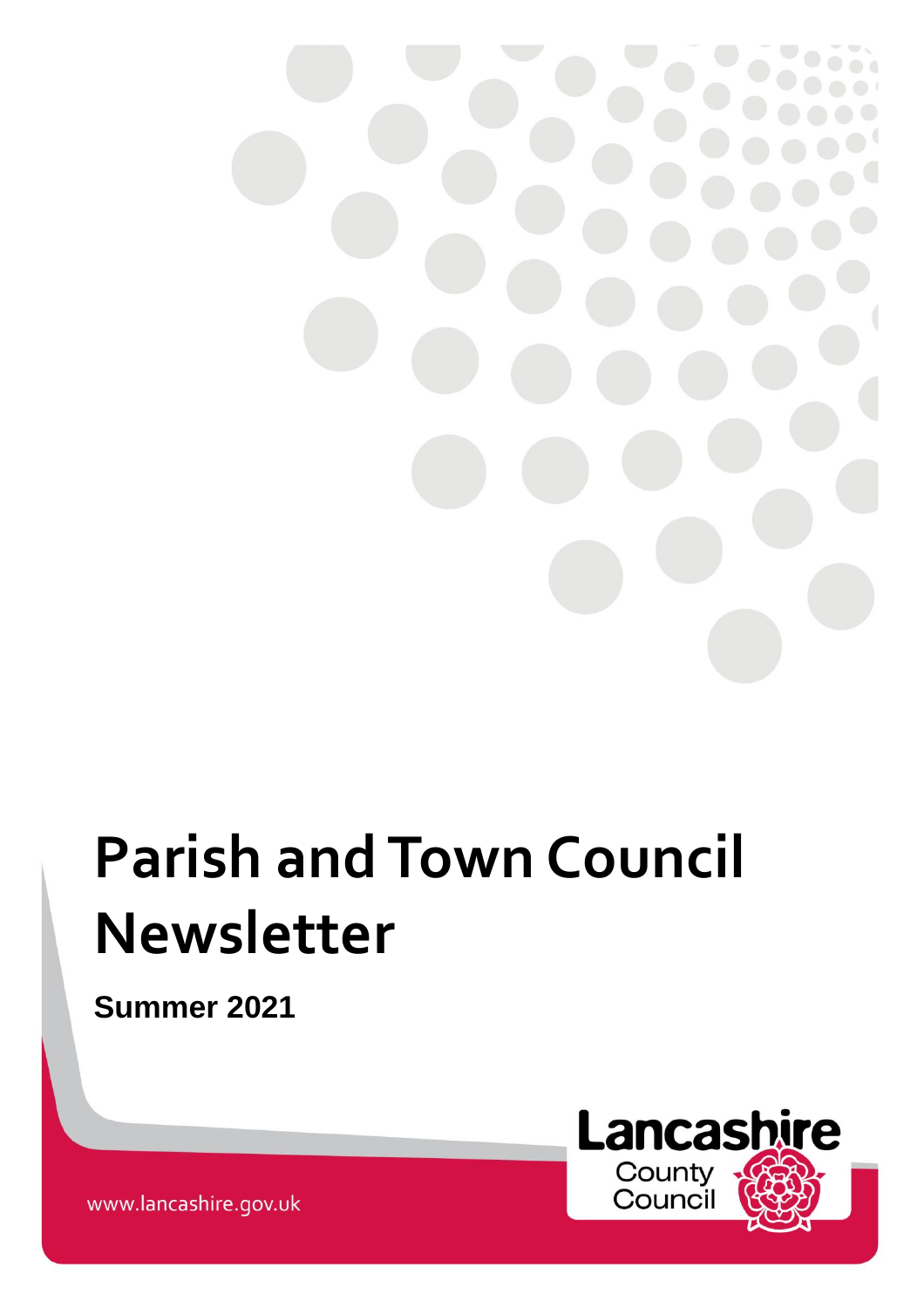# Parish and Town Council Newsletter

**Summer 2021**

Lancashire County Council

www.lancashire.gov.uk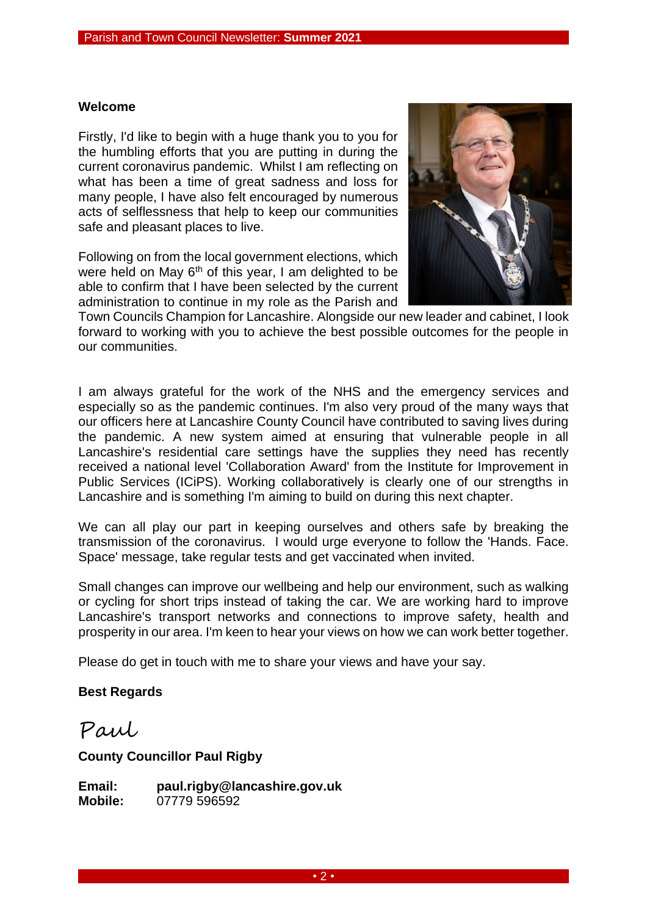**Welcome**

Firstly, I'd like to begin with a huge thank you to you for the humbling efforts that you are putting in during the current coronavirus pandemic. Whilst I am reflecting on what has been a time of great sadness and loss for many people, I have also felt encouraged by numerous acts of selflessness that help to keep our communities safe and pleasant places to live.

Following on from the local government elections, which were held on May 6th of this year, I am delighted to be able to confirm that I have been selected by the current administration to continue in my role as the Parish and Town Councils Champion for Lancashire. Alongside our new leader and cabinet, I look forward to working with you to achieve the best possible outcomes for the people in our communities.

I am always grateful for the work of the NHS and the emergency services and especially so as the pandemic continues. I'm also very proud of the many ways that our officers here at Lancashire County Council have contributed to saving lives during the pandemic. A new system aimed at ensuring that vulnerable people in all Lancashire's residential care settings have the supplies they need has recently received a national level 'Collaboration Award' from the Institute for Improvement in Public Services (ICiPS). Working collaboratively is clearly one of our strengths in Lancashire and is something I'm aiming to build on during this next chapter.

We can all play our part in keeping ourselves and others safe by breaking the transmission of the coronavirus. I would urge everyone to follow the 'Hands. Face. Space' message, take regular tests and get vaccinated when invited.

Small changes can improve our wellbeing and help our environment, such as walking or cycling for short trips instead of taking the car. We are working hard to improve Lancashire's transport networks and connections to improve safety, health and prosperity in our area. I'm keen to hear your views on how we can work better together.

Please do get in touch with me to share your views and have your say.

**Best Regards**

Paul

**County Councillor Paul Rigby**

**Email:** **paul.rigby@lancashire.gov.uk**
**Mobile:** 07779 596592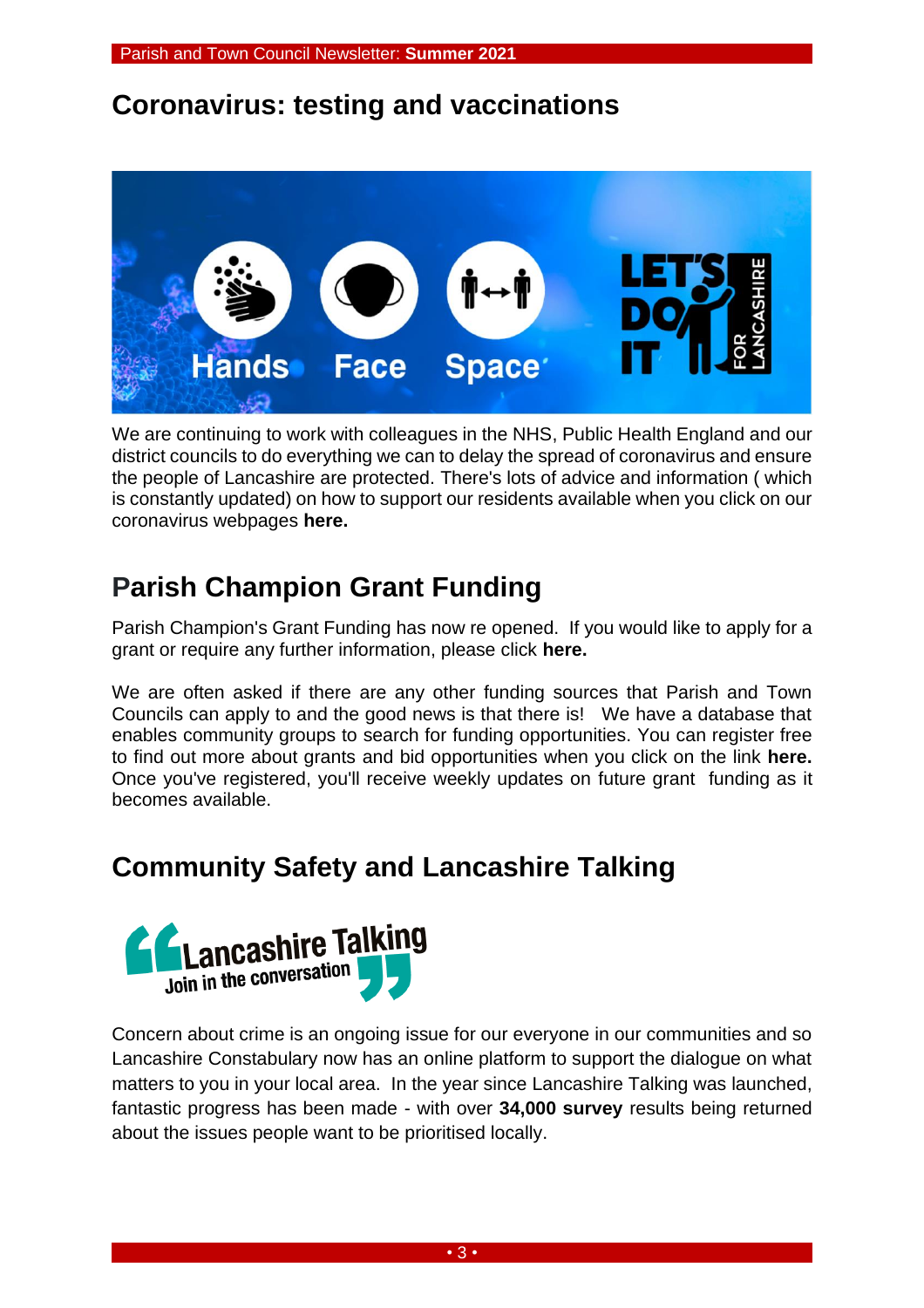## Coronavirus: testing and vaccinations

We are continuing to work with colleagues in the NHS, Public Health England and our district councils to do everything we can to delay the spread of coronavirus and ensure the people of Lancashire are protected. There's lots of advice and information ( which is constantly updated) on how to support our residents available when you click on our coronavirus webpages **here.**

## Parish Champion Grant Funding

Parish Champion's Grant Funding has now re opened. If you would like to apply for a grant or require any further information, please click **here.**

We are often asked if there are any other funding sources that Parish and Town Councils can apply to and the good news is that there is! We have a database that enables community groups to search for funding opportunities. You can register free to find out more about grants and bid opportunities when you click on the link **here.** Once you've registered, you'll receive weekly updates on future grant funding as it becomes available.

## Community Safety and Lancashire Talking

Concern about crime is an ongoing issue for our everyone in our communities and so Lancashire Constabulary now has an online platform to support the dialogue on what matters to you in your local area. In the year since Lancashire Talking was launched, fantastic progress has been made - with over **34,000 survey** results being returned about the issues people want to be prioritised locally.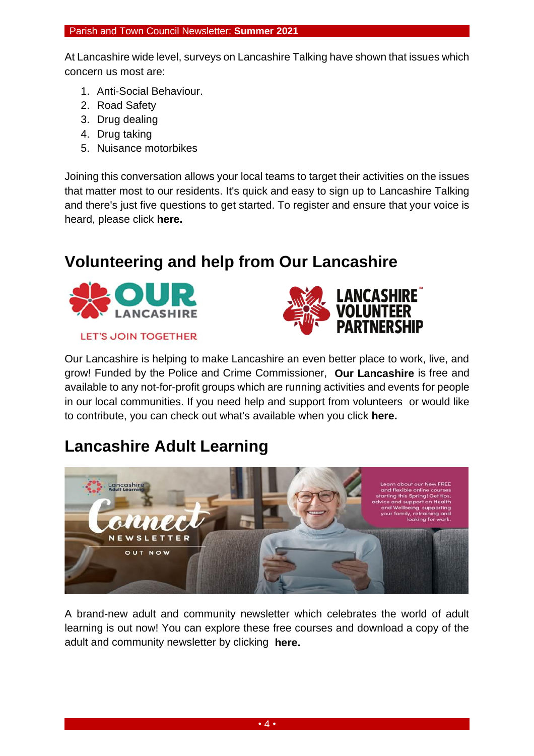At Lancashire wide level, surveys on Lancashire Talking have shown that issues which concern us most are:

1. Anti-Social Behaviour.
2. Road Safety
3. Drug dealing
4. Drug taking
5. Nuisance motorbikes

Joining this conversation allows your local teams to target their activities on the issues that matter most to our residents. It's quick and easy to sign up to Lancashire Talking and there's just five questions to get started. To register and ensure that your voice is heard, please click **here.**

## Volunteering and help from Our Lancashire

Our Lancashire is helping to make Lancashire an even better place to work, live, and grow! Funded by the Police and Crime Commissioner, **Our Lancashire** is free and available to any not-for-profit groups which are running activities and events for people in our local communities. If you need help and support from volunteers or would like to contribute, you can check out what's available when you click **here.**

## Lancashire Adult Learning

A brand-new adult and community newsletter which celebrates the world of adult learning is out now! You can explore these free courses and download a copy of the adult and community newsletter by clicking **here.**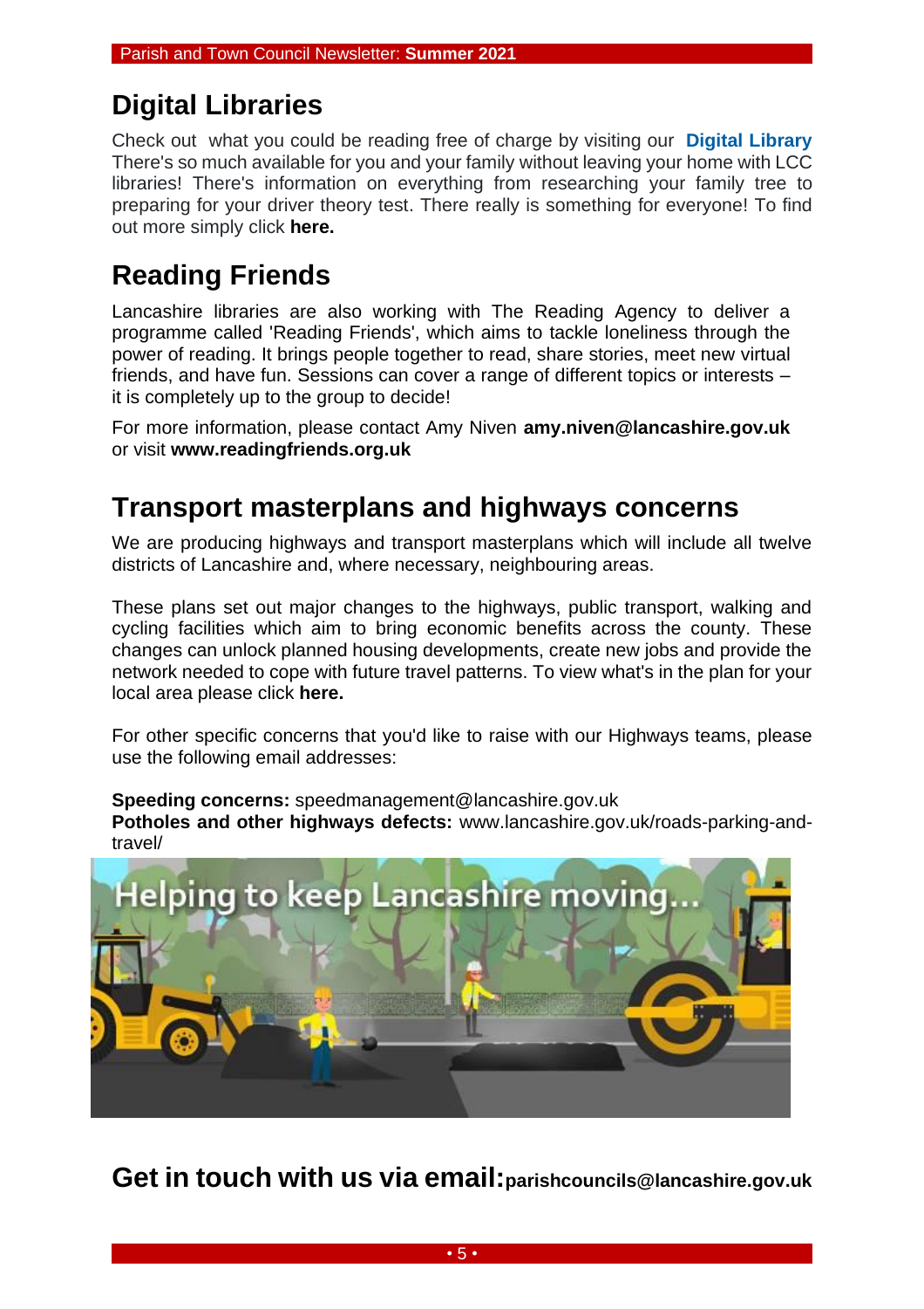# Digital Libraries

Check out what you could be reading free of charge by visiting our **Digital Library** There's so much available for you and your family without leaving your home with LCC libraries! There's information on everything from researching your family tree to preparing for your driver theory test. There really is something for everyone! To find out more simply click **here.**

# Reading Friends

Lancashire libraries are also working with The Reading Agency to deliver a programme called 'Reading Friends', which aims to tackle loneliness through the power of reading. It brings people together to read, share stories, meet new virtual friends, and have fun. Sessions can cover a range of different topics or interests – it is completely up to the group to decide!

For more information, please contact Amy Niven **amy.niven@lancashire.gov.uk** or visit **www.readingfriends.org.uk**

# Transport masterplans and highways concerns

We are producing highways and transport masterplans which will include all twelve districts of Lancashire and, where necessary, neighbouring areas.

These plans set out major changes to the highways, public transport, walking and cycling facilities which aim to bring economic benefits across the county. These changes can unlock planned housing developments, create new jobs and provide the network needed to cope with future travel patterns. To view what's in the plan for your local area please click **here.**

For other specific concerns that you'd like to raise with our Highways teams, please use the following email addresses:

**Speeding concerns:** speedmanagement@lancashire.gov.uk
**Potholes and other highways defects:** www.lancashire.gov.uk/roads-parking-and-travel/

Helping to keep Lancashire moving...

# Get in touch with us via email: **parishcouncils@lancashire.gov.uk**